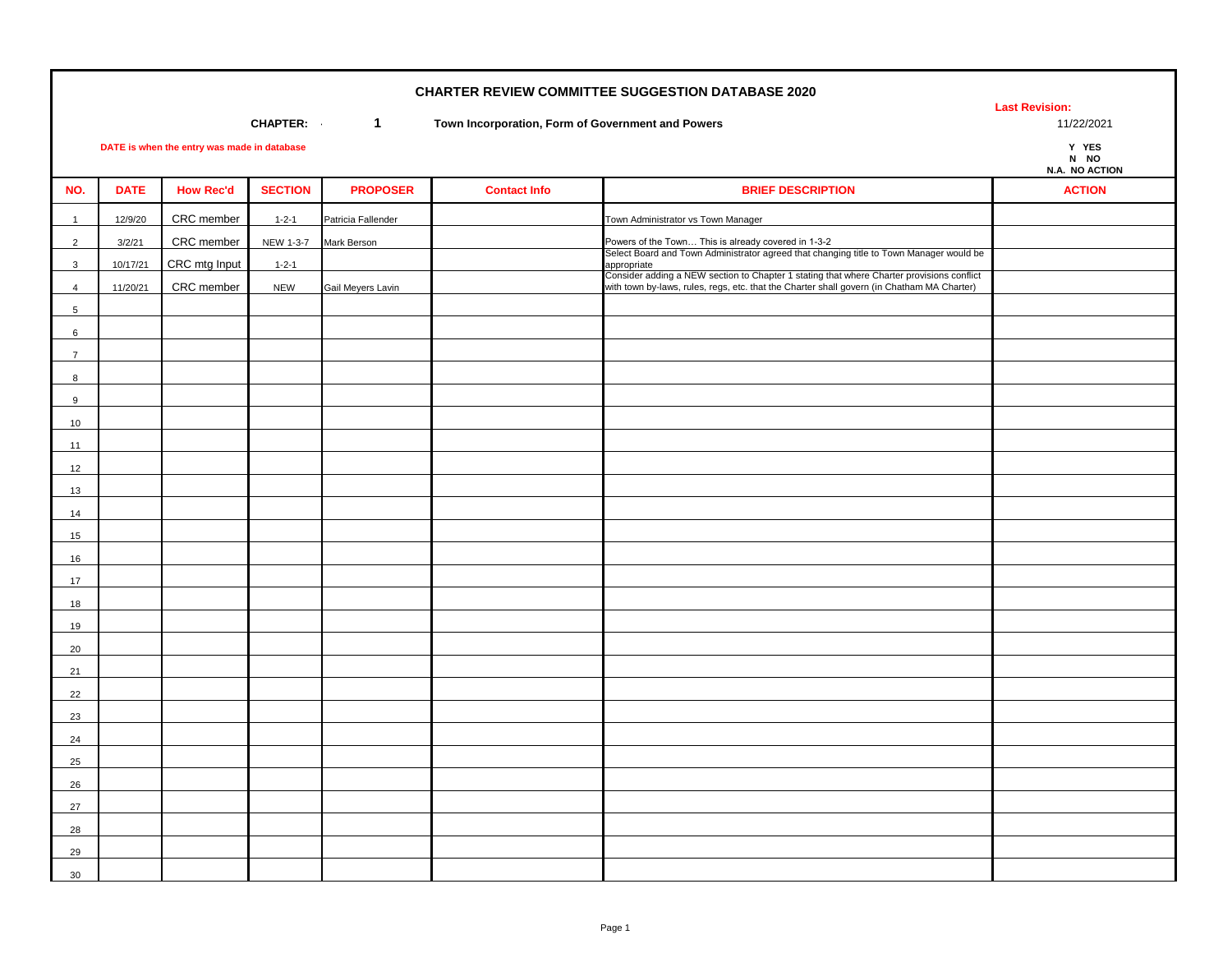# CHARTER REVIEW COMMITTEE SUGGESTION DATABASE 2020

**CHAPTER: 1** **Town Incorporation, Form of Government and Powers**

**Last Revision:** 11/22/2021

**DATE is when the entry was made in database**

**Y YES**
**N NO**
**N.A. NO ACTION**

| NO. | DATE | How Rec'd | SECTION | PROPOSER | Contact Info | BRIEF DESCRIPTION | ACTION |
|---|---|---|---|---|---|---|---|
| 1 | 12/9/20 | CRC member | 1-2-1 | Patricia Fallender | | Town Administrator vs Town Manager | |
| 2 | 3/2/21 | CRC member | NEW 1-3-7 | Mark Berson | | Powers of the Town… This is already covered in 1-3-2 | |
| 3 | 10/17/21 | CRC mtg Input | 1-2-1 | | | Select Board and Town Administrator agreed that changing title to Town Manager would be appropriate | |
| 4 | 11/20/21 | CRC member | NEW | Gail Meyers Lavin | | Consider adding a NEW section to Chapter 1 stating that where Charter provisions conflict with town by-laws, rules, regs, etc. that the Charter shall govern (in Chatham MA Charter) | |
| 5 | | | | | | | |
| 6 | | | | | | | |
| 7 | | | | | | | |
| 8 | | | | | | | |
| 9 | | | | | | | |
| 10 | | | | | | | |
| 11 | | | | | | | |
| 12 | | | | | | | |
| 13 | | | | | | | |
| 14 | | | | | | | |
| 15 | | | | | | | |
| 16 | | | | | | | |
| 17 | | | | | | | |
| 18 | | | | | | | |
| 19 | | | | | | | |
| 20 | | | | | | | |
| 21 | | | | | | | |
| 22 | | | | | | | |
| 23 | | | | | | | |
| 24 | | | | | | | |
| 25 | | | | | | | |
| 26 | | | | | | | |
| 27 | | | | | | | |
| 28 | | | | | | | |
| 29 | | | | | | | |
| 30 | | | | | | | |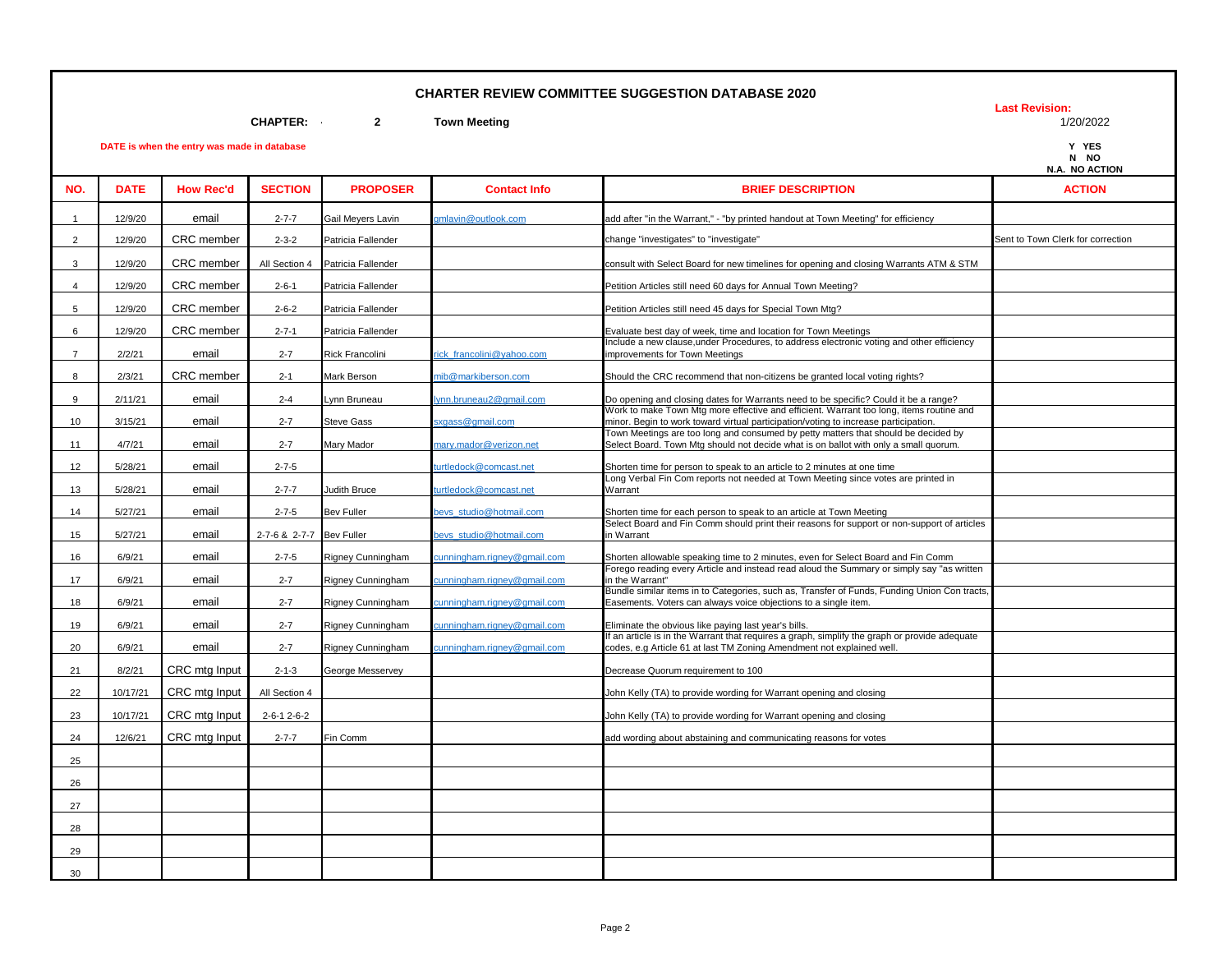# CHARTER REVIEW COMMITTEE SUGGESTION DATABASE 2020

**CHAPTER: 2 Town Meeting**

**Last Revision:** 1/20/2022

**DATE is when the entry was made in database**

Y YES
N NO
N.A. NO ACTION

| NO. | DATE | How Rec'd | SECTION | PROPOSER | Contact Info | BRIEF DESCRIPTION | ACTION |
|---|---|---|---|---|---|---|---|
| 1 | 12/9/20 | email | 2-7-7 | Gail Meyers Lavin | gmlavin@outlook.com | add after "in the Warrant," - "by printed handout at Town Meeting" for efficiency | |
| 2 | 12/9/20 | CRC member | 2-3-2 | Patricia Fallender | | change "investigates" to "investigate" | Sent to Town Clerk for correction |
| 3 | 12/9/20 | CRC member | All Section 4 | Patricia Fallender | | consult with Select Board for new timelines for opening and closing Warrants ATM & STM | |
| 4 | 12/9/20 | CRC member | 2-6-1 | Patricia Fallender | | Petition Articles still need 60 days for Annual Town Meeting? | |
| 5 | 12/9/20 | CRC member | 2-6-2 | Patricia Fallender | | Petition Articles still need 45 days for Special Town Mtg? | |
| 6 | 12/9/20 | CRC member | 2-7-1 | Patricia Fallender | | Evaluate best day of week, time and location for Town Meetings | |
| 7 | 2/2/21 | email | 2-7 | Rick Francolini | rick_francolini@yahoo.com | Include a new clause,under Procedures, to address electronic voting and other efficiency improvements for Town Meetings | |
| 8 | 2/3/21 | CRC member | 2-1 | Mark Berson | mib@markiberson.com | Should the CRC recommend that non-citizens be granted local voting rights? | |
| 9 | 2/11/21 | email | 2-4 | Lynn Bruneau | lynn.bruneau2@gmail.com | Do opening and closing dates for Warrants need to be specific? Could it be a range? | |
| 10 | 3/15/21 | email | 2-7 | Steve Gass | sxgass@gmail.com | Work to make Town Mtg more effective and efficient. Warrant too long, items routine and minor. Begin to work toward virtual participation/voting to increase participation. | |
| 11 | 4/7/21 | email | 2-7 | Mary Mador | mary.mador@verizon.net | Town Meetings are too long and consumed by petty matters that should be decided by Select Board. Town Mtg should not decide what is on ballot with only a small quorum. | |
| 12 | 5/28/21 | email | 2-7-5 | | turtledock@comcast.net | Shorten time for person to speak to an article to 2 minutes at one time | |
| 13 | 5/28/21 | email | 2-7-7 | Judith Bruce | turtledock@comcast.net | Long Verbal Fin Com reports not needed at Town Meeting since votes are printed in Warrant | |
| 14 | 5/27/21 | email | 2-7-5 | Bev Fuller | bevs_studio@hotmail.com | Shorten time for each person to speak to an article at Town Meeting | |
| 15 | 5/27/21 | email | 2-7-6 & 2-7-7 | Bev Fuller | bevs_studio@hotmail.com | Select Board and Fin Comm should print their reasons for support or non-support of articles in Warrant | |
| 16 | 6/9/21 | email | 2-7-5 | Rigney Cunningham | cunningham.rigney@gmail.com | Shorten allowable speaking time to 2 minutes, even for Select Board and Fin Comm | |
| 17 | 6/9/21 | email | 2-7 | Rigney Cunningham | cunningham.rigney@gmail.com | Forego reading every Article and instead read aloud the Summary or simply say "as written in the Warrant" | |
| 18 | 6/9/21 | email | 2-7 | Rigney Cunningham | cunningham.rigney@gmail.com | Bundle similar items in to Categories, such as, Transfer of Funds, Funding Union Con tracts, Easements. Voters can always voice objections to a single item. | |
| 19 | 6/9/21 | email | 2-7 | Rigney Cunningham | cunningham.rigney@gmail.com | Eliminate the obvious like paying last year's bills. | |
| 20 | 6/9/21 | email | 2-7 | Rigney Cunningham | cunningham.rigney@gmail.com | If an article is in the Warrant that requires a graph, simplify the graph or provide adequate codes, e.g Article 61 at last TM Zoning Amendment not explained well. | |
| 21 | 8/2/21 | CRC mtg Input | 2-1-3 | George Messervey | | Decrease Quorum requirement to 100 | |
| 22 | 10/17/21 | CRC mtg Input | All Section 4 | | | John Kelly (TA) to provide wording for Warrant opening and closing | |
| 23 | 10/17/21 | CRC mtg Input | 2-6-1 2-6-2 | | | John Kelly (TA) to provide wording for Warrant opening and closing | |
| 24 | 12/6/21 | CRC mtg Input | 2-7-7 | Fin Comm | | add wording about abstaining and communicating reasons for votes | |
| 25 | | | | | | | |
| 26 | | | | | | | |
| 27 | | | | | | | |
| 28 | | | | | | | |
| 29 | | | | | | | |
| 30 | | | | | | | |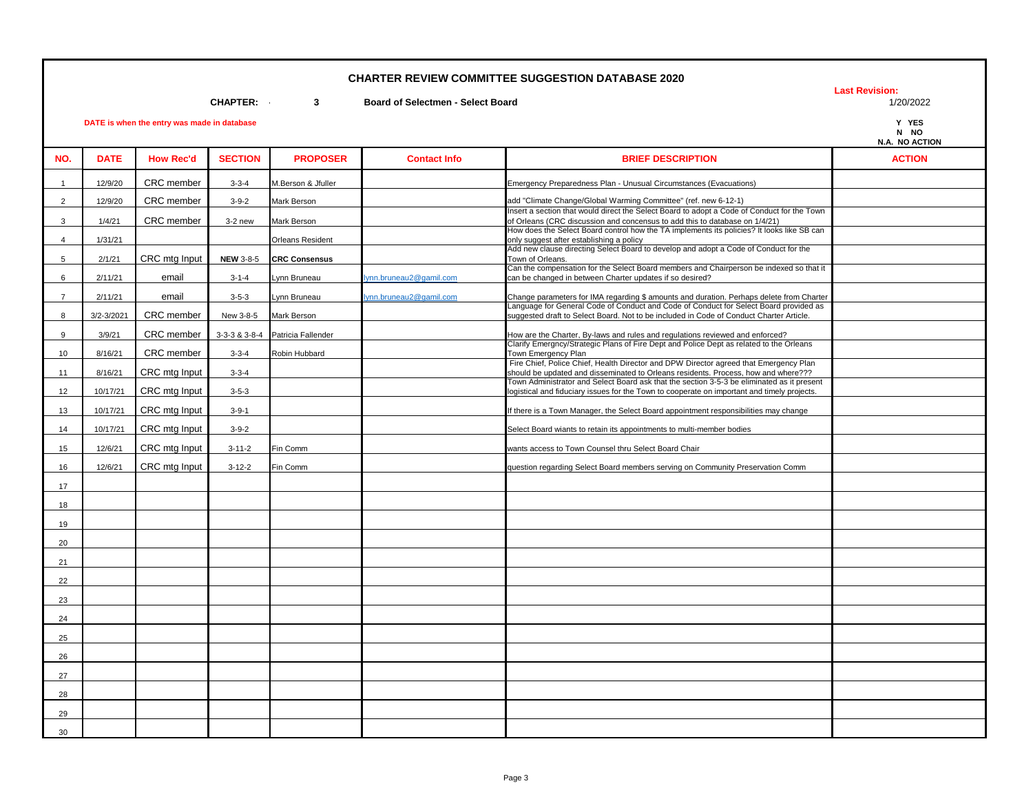# CHARTER REVIEW COMMITTEE SUGGESTION DATABASE 2020

**CHAPTER: 3 Board of Selectmen - Select Board**

**Last Revision:** 1/20/2022

**DATE is when the entry was made in database**

**Y YES**
**N NO**
**N.A. NO ACTION**

| NO. | DATE | How Rec'd | SECTION | PROPOSER | Contact Info | BRIEF DESCRIPTION | ACTION |
|---|---|---|---|---|---|---|---|
| 1 | 12/9/20 | CRC member | 3-3-4 | M.Berson & Jfuller | | Emergency Preparedness Plan - Unusual Circumstances (Evacuations) | |
| 2 | 12/9/20 | CRC member | 3-9-2 | Mark Berson | | add "Climate Change/Global Warming Committee" (ref. new 6-12-1) | |
| 3 | 1/4/21 | CRC member | 3-2 new | Mark Berson | | Insert a section that would direct the Select Board to adopt a Code of Conduct for the Town of Orleans (CRC discussion and concensus to add this to database on 1/4/21) | |
| 4 | 1/31/21 | | | Orleans Resident | | How does the Select Board control how the TA implements its policies? It looks like SB can only suggest after establishing a policy | |
| 5 | 2/1/21 | CRC mtg Input | **NEW** 3-8-5 | **CRC Consensus** | | Add new clause directing Select Board to develop and adopt a Code of Conduct for the Town of Orleans. | |
| 6 | 2/11/21 | email | 3-1-4 | Lynn Bruneau | lynn.bruneau2@gamil.com | Can the compensation for the Select Board members and Chairperson be indexed so that it can be changed in between Charter updates if so desired? | |
| 7 | 2/11/21 | email | 3-5-3 | Lynn Bruneau | lynn.bruneau2@gamil.com | Change parameters for IMA regarding $ amounts and duration. Perhaps delete from Charter | |
| 8 | 3/2-3/2021 | CRC member | New 3-8-5 | Mark Berson | | Language for General Code of Conduct and Code of Conduct for Select Board provided as suggested draft to Select Board. Not to be included in Code of Conduct Charter Article. | |
| 9 | 3/9/21 | CRC member | 3-3-3 & 3-8-4 | Patricia Fallender | | How are the Charter, By-laws and rules and regulations reviewed and enforced? | |
| 10 | 8/16/21 | CRC member | 3-3-4 | Robin Hubbard | | Clarify Emergncy/Strategic Plans of Fire Dept and Police Dept as related to the Orleans Town Emergency Plan | |
| 11 | 8/16/21 | CRC mtg Input | 3-3-4 | | | Fire Chief, Police Chief, Health Director and DPW Director agreed that Emergency Plan should be updated and disseminated to Orleans residents. Process, how and where??? | |
| 12 | 10/17/21 | CRC mtg Input | 3-5-3 | | | Town Administrator and Select Board ask that the section 3-5-3 be eliminated as it present logistical and fiduciary issues for the Town to cooperate on important and timely projects. | |
| 13 | 10/17/21 | CRC mtg Input | 3-9-1 | | | If there is a Town Manager, the Select Board appointment responsibilities may change | |
| 14 | 10/17/21 | CRC mtg Input | 3-9-2 | | | Select Board wiants to retain its appointments to multi-member bodies | |
| 15 | 12/6/21 | CRC mtg Input | 3-11-2 | Fin Comm | | wants access to Town Counsel thru Select Board Chair | |
| 16 | 12/6/21 | CRC mtg Input | 3-12-2 | Fin Comm | | question regarding Select Board members serving on Community Preservation Comm | |
| 17 | | | | | | | |
| 18 | | | | | | | |
| 19 | | | | | | | |
| 20 | | | | | | | |
| 21 | | | | | | | |
| 22 | | | | | | | |
| 23 | | | | | | | |
| 24 | | | | | | | |
| 25 | | | | | | | |
| 26 | | | | | | | |
| 27 | | | | | | | |
| 28 | | | | | | | |
| 29 | | | | | | | |
| 30 | | | | | | | |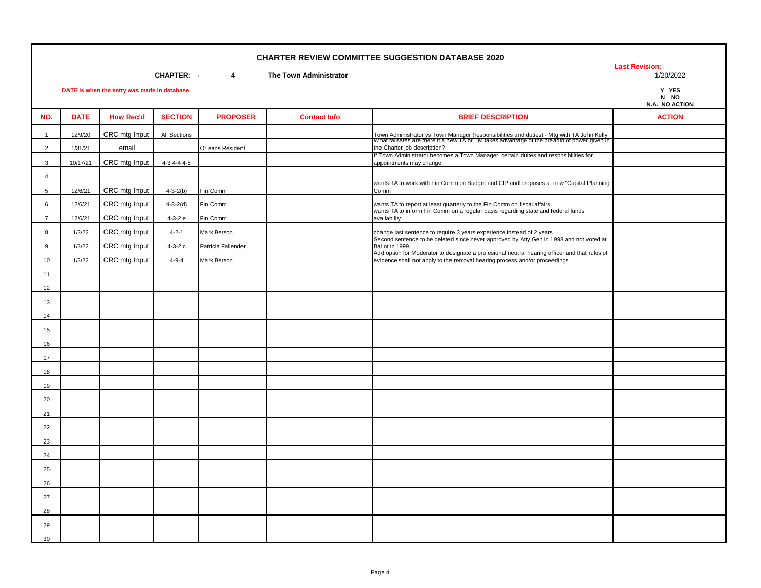# CHARTER REVIEW COMMITTEE SUGGESTION DATABASE 2020

**CHAPTER: 4 The Town Administrator**

**Last Revision:** 1/20/2022

**DATE is when the entry was made in database**

**Y YES**
**N NO**
**N.A. NO ACTION**

| NO. | DATE | How Rec'd | SECTION | PROPOSER | Contact Info | BRIEF DESCRIPTION | ACTION |
|---|---|---|---|---|---|---|---|
| 1 | 12/9/20 | CRC mtg Input | All Sections | | | Town Administrator vs Town Manager (responsibilities and duties) - Mtg with TA John Kelly | |
| 2 | 1/31/21 | email | | Orleans Resident | | What failsafes are there if a new TA or TM takes advantage of the breadth of power given in the Charter job description? | |
| 3 | 10/17/21 | CRC mtg Input | 4-3 4-4 4-5 | | | If Town Administrator becomes a Town Manager, certain duites and respnsibilities for appointments may change. | |
| 4 | | | | | | | |
| 5 | 12/6/21 | CRC mtg Input | 4-3-2(b) | Fin Comm | | wants TA to work with Fin Comm on Budget and CIP and proposes a new "Capital Planning Comm" | |
| 6 | 12/6/21 | CRC mtg Input | 4-3-2(d) | Fin Comm | | wants TA to report at least quarterly to the Fin Comm on fiscal affairs | |
| 7 | 12/6/21 | CRC mtg Input | 4-3-2 e | Fin Comm | | wants TA to inform Fin Comm on a regular basis regarding state and federal funds availability | |
| 8 | 1/3/22 | CRC mtg Input | 4-2-1 | Mark Berson | | change last sentence to require 3 years experience instead of 2 years | |
| 9 | 1/3/22 | CRC mtg Input | 4-3-2 c | Patricia Fallender | | Second sentence to be deleted since never approved by Atty Gen in 1998 and not voted at Ballot in 1999. | |
| 10 | 1/3/22 | CRC mtg Input | 4-9-4 | Mark Berson | | Add option for Moderator to designate a profesional neutral hearing officer and that rules of evidence shall not apply to the removal hearing process and/or proceedings | |
| 11 | | | | | | | |
| 12 | | | | | | | |
| 13 | | | | | | | |
| 14 | | | | | | | |
| 15 | | | | | | | |
| 16 | | | | | | | |
| 17 | | | | | | | |
| 18 | | | | | | | |
| 19 | | | | | | | |
| 20 | | | | | | | |
| 21 | | | | | | | |
| 22 | | | | | | | |
| 23 | | | | | | | |
| 24 | | | | | | | |
| 25 | | | | | | | |
| 26 | | | | | | | |
| 27 | | | | | | | |
| 28 | | | | | | | |
| 29 | | | | | | | |
| 30 | | | | | | | |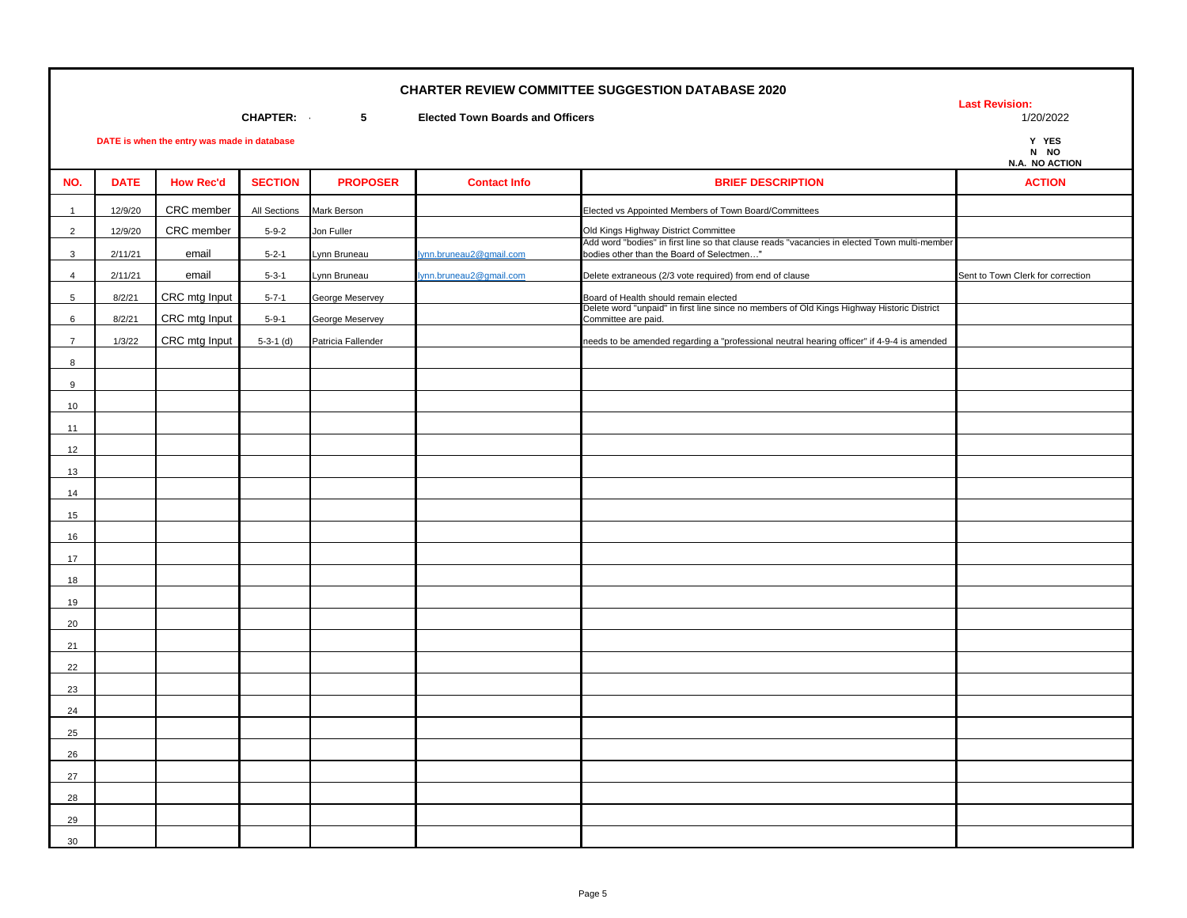# CHARTER REVIEW COMMITTEE SUGGESTION DATABASE 2020

**CHAPTER: 5 Elected Town Boards and Officers**

**Last Revision:** 1/20/2022

**DATE is when the entry was made in database**

**Y YES**
**N NO**
**N.A. NO ACTION**

| NO. | DATE | How Rec'd | SECTION | PROPOSER | Contact Info | BRIEF DESCRIPTION | ACTION |
|---|---|---|---|---|---|---|---|
| 1 | 12/9/20 | CRC member | All Sections | Mark Berson | | Elected vs Appointed Members of Town Board/Committees | |
| 2 | 12/9/20 | CRC member | 5-9-2 | Jon Fuller | | Old Kings Highway District Committee | |
| 3 | 2/11/21 | email | 5-2-1 | Lynn Bruneau | lynn.bruneau2@gmail.com | Add word "bodies" in first line so that clause reads "vacancies in elected Town multi-member bodies other than the Board of Selectmen…" | |
| 4 | 2/11/21 | email | 5-3-1 | Lynn Bruneau | lynn.bruneau2@gmail.com | Delete extraneous (2/3 vote required) from end of clause | Sent to Town Clerk for correction |
| 5 | 8/2/21 | CRC mtg Input | 5-7-1 | George Meservey | | Board of Health should remain elected | |
| 6 | 8/2/21 | CRC mtg Input | 5-9-1 | George Meservey | | Delete word "unpaid" in first line since no members of Old Kings Highway Historic District Committee are paid. | |
| 7 | 1/3/22 | CRC mtg Input | 5-3-1 (d) | Patricia Fallender | | needs to be amended regarding a "professional neutral hearing officer" if 4-9-4 is amended | |
| 8 | | | | | | | |
| 9 | | | | | | | |
| 10 | | | | | | | |
| 11 | | | | | | | |
| 12 | | | | | | | |
| 13 | | | | | | | |
| 14 | | | | | | | |
| 15 | | | | | | | |
| 16 | | | | | | | |
| 17 | | | | | | | |
| 18 | | | | | | | |
| 19 | | | | | | | |
| 20 | | | | | | | |
| 21 | | | | | | | |
| 22 | | | | | | | |
| 23 | | | | | | | |
| 24 | | | | | | | |
| 25 | | | | | | | |
| 26 | | | | | | | |
| 27 | | | | | | | |
| 28 | | | | | | | |
| 29 | | | | | | | |
| 30 | | | | | | | |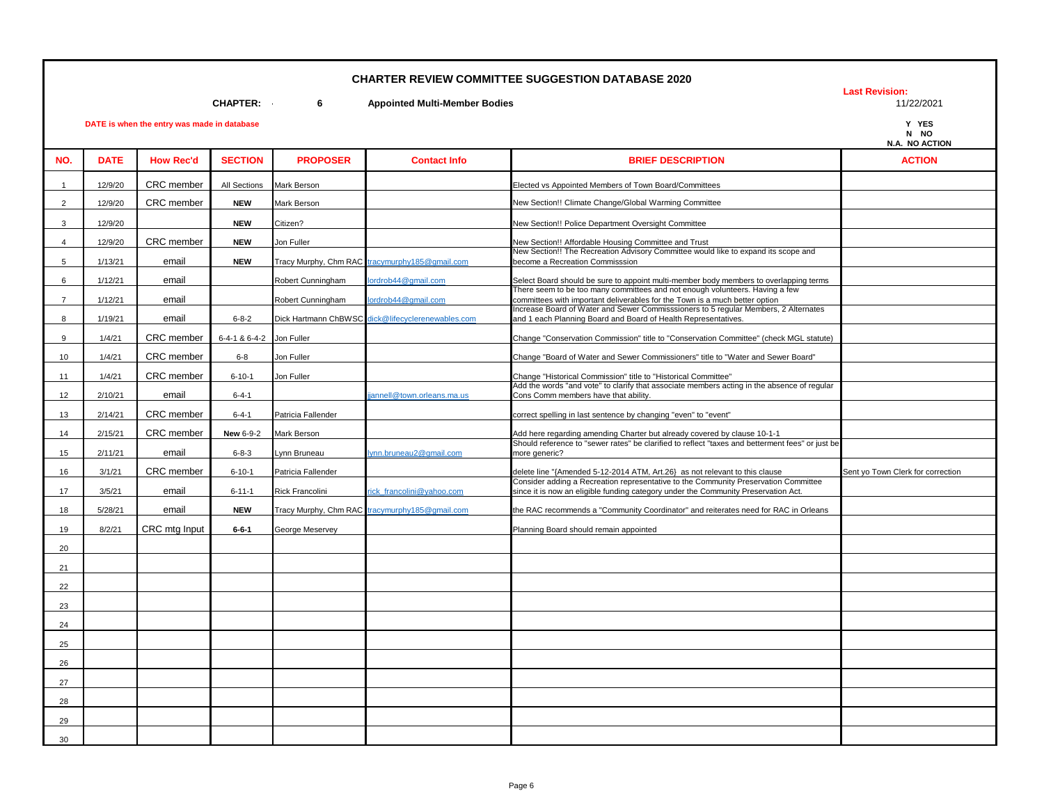# CHARTER REVIEW COMMITTEE SUGGESTION DATABASE 2020

**CHAPTER: 6 Appointed Multi-Member Bodies**

**Last Revision:** 11/22/2021

**DATE is when the entry was made in database**

**Y YES**
**N NO**
**N.A. NO ACTION**

| NO. | DATE | How Rec'd | SECTION | PROPOSER | Contact Info | BRIEF DESCRIPTION | ACTION |
|---|---|---|---|---|---|---|---|
| 1 | 12/9/20 | CRC member | All Sections | Mark Berson | | Elected vs Appointed Members of Town Board/Committees | |
| 2 | 12/9/20 | CRC member | **NEW** | Mark Berson | | New Section!! Climate Change/Global Warming Committee | |
| 3 | 12/9/20 | | **NEW** | Citizen? | | New Section!! Police Department Oversight Committee | |
| 4 | 12/9/20 | CRC member | **NEW** | Jon Fuller | | New Section!! Affordable Housing Committee and Trust | |
| 5 | 1/13/21 | email | **NEW** | Tracy Murphy, Chm RAC | tracymurphy185@gmail.com | New Section!! The Recreation Advisory Committee would like to expand its scope and become a Recreation Commisssion | |
| 6 | 1/12/21 | email | | Robert Cunningham | lordrob44@gmail.com | Select Board should be sure to appoint multi-member body members to overlapping terms | |
| 7 | 1/12/21 | email | | Robert Cunningham | lordrob44@gmail.com | There seem to be too many committees and not enough volunteers. Having a few committees with important deliverables for the Town is a much better option | |
| 8 | 1/19/21 | email | 6-8-2 | Dick Hartmann ChBWSC | dick@lifecyclerenewables.com | Increase Board of Water and Sewer Commisssioners to 5 regular Members, 2 Alternates and 1 each Planning Board and Board of Health Representatives. | |
| 9 | 1/4/21 | CRC member | 6-4-1 & 6-4-2 | Jon Fuller | | Change "Conservation Commission" title to "Conservation Committee" (check MGL statute) | |
| 10 | 1/4/21 | CRC member | 6-8 | Jon Fuller | | Change "Board of Water and Sewer Commissioners" title to "Water and Sewer Board" | |
| 11 | 1/4/21 | CRC member | 6-10-1 | Jon Fuller | | Change "Historical Commission" title to "Historical Committee" | |
| 12 | 2/10/21 | email | 6-4-1 | | jjannell@town.orleans.ma.us | Add the words "and vote" to clarify that associate members acting in the absence of regular Cons Comm members have that ability. | |
| 13 | 2/14/21 | CRC member | 6-4-1 | Patricia Fallender | | correct spelling in last sentence by changing "even" to "event" | |
| 14 | 2/15/21 | CRC member | **New** 6-9-2 | Mark Berson | | Add here regarding amending Charter but already covered by clause 10-1-1 | |
| 15 | 2/11/21 | email | 6-8-3 | Lynn Bruneau | lynn.bruneau2@gmail.com | Should reference to "sewer rates" be clarified to reflect "taxes and betterment fees" or just be more generic? | |
| 16 | 3/1/21 | CRC member | 6-10-1 | Patricia Fallender | | delete line "{Amended 5-12-2014 ATM, Art.26} as not relevant to this clause | Sent yo Town Clerk for correction |
| 17 | 3/5/21 | email | 6-11-1 | Rick Francolini | rick_francolini@yahoo.com | Consider adding a Recreation representative to the Community Preservation Committee since it is now an eligible funding category under the Community Preservation Act. | |
| 18 | 5/28/21 | email | **NEW** | Tracy Murphy, Chm RAC | tracymurphy185@gmail.com | the RAC recommends a "Community Coordinator" and reiterates need for RAC in Orleans | |
| 19 | 8/2/21 | CRC mtg Input | **6-6-1** | George Meservey | | Planning Board should remain appointed | |
| 20 | | | | | | | |
| 21 | | | | | | | |
| 22 | | | | | | | |
| 23 | | | | | | | |
| 24 | | | | | | | |
| 25 | | | | | | | |
| 26 | | | | | | | |
| 27 | | | | | | | |
| 28 | | | | | | | |
| 29 | | | | | | | |
| 30 | | | | | | | |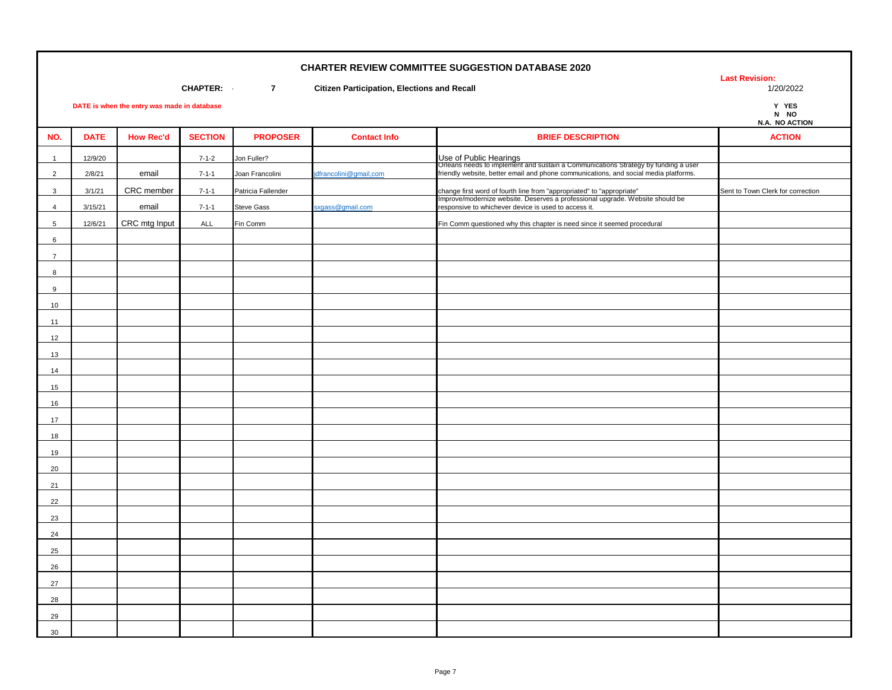# CHARTER REVIEW COMMITTEE SUGGESTION DATABASE 2020

**CHAPTER: 7 Citizen Participation, Elections and Recall**

**Last Revision:** 1/20/2022

**DATE is when the entry was made in database**

**Y YES**
**N NO**
**N.A. NO ACTION**

| NO. | DATE | How Rec'd | SECTION | PROPOSER | Contact Info | BRIEF DESCRIPTION | ACTION |
|---|---|---|---|---|---|---|---|
| 1 | 12/9/20 | | 7-1-2 | Jon Fuller? | | Use of Public Hearings | |
| 2 | 2/8/21 | email | 7-1-1 | Joan Francolini | jdfrancolini@gmail,com | Orleans needs to implement and sustain a Communications Strategy by funding a user friendly website, better email and phone communications, and social media platforms. | |
| 3 | 3/1/21 | CRC member | 7-1-1 | Patricia Fallender | | change first word of fourth line from "appropriated" to "appropriate" | Sent to Town Clerk for correction |
| 4 | 3/15/21 | email | 7-1-1 | Steve Gass | sxgass@gmail.com | Improve/modernize website. Deserves a professional upgrade. Website should be responsive to whichever device is used to access it. | |
| 5 | 12/6/21 | CRC mtg Input | ALL | Fin Comm | | Fin Comm questioned why this chapter is need since it seemed procedural | |
| 6 | | | | | | | |
| 7 | | | | | | | |
| 8 | | | | | | | |
| 9 | | | | | | | |
| 10 | | | | | | | |
| 11 | | | | | | | |
| 12 | | | | | | | |
| 13 | | | | | | | |
| 14 | | | | | | | |
| 15 | | | | | | | |
| 16 | | | | | | | |
| 17 | | | | | | | |
| 18 | | | | | | | |
| 19 | | | | | | | |
| 20 | | | | | | | |
| 21 | | | | | | | |
| 22 | | | | | | | |
| 23 | | | | | | | |
| 24 | | | | | | | |
| 25 | | | | | | | |
| 26 | | | | | | | |
| 27 | | | | | | | |
| 28 | | | | | | | |
| 29 | | | | | | | |
| 30 | | | | | | | |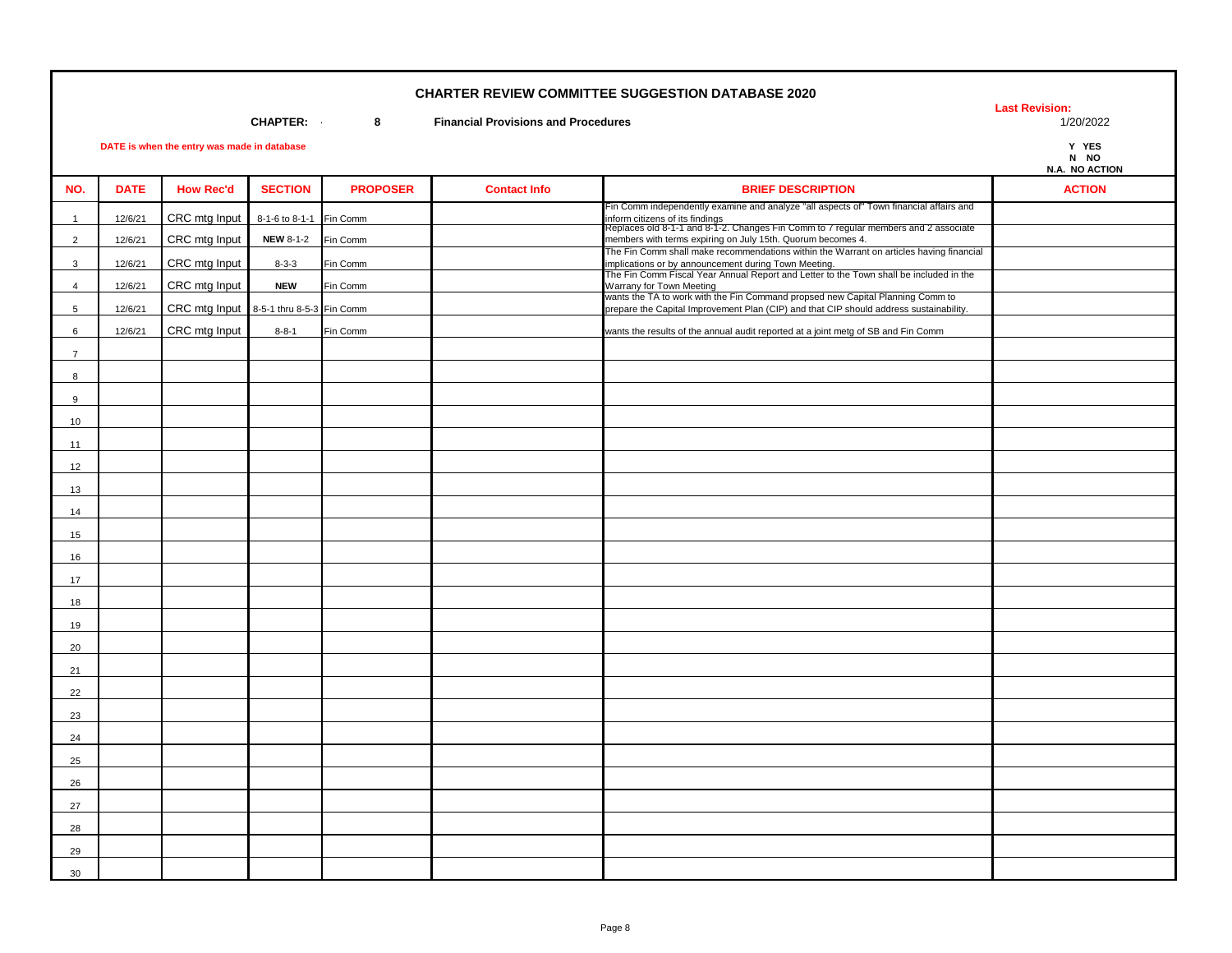# CHARTER REVIEW COMMITTEE SUGGESTION DATABASE 2020

**CHAPTER:** **8** **Financial Provisions and Procedures**

**Last Revision:** 1/20/2022

**DATE is when the entry was made in database**

**Y YES**
**N NO**
**N.A. NO ACTION**

| NO. | DATE | How Rec'd | SECTION | PROPOSER | Contact Info | BRIEF DESCRIPTION | ACTION |
|---|---|---|---|---|---|---|---|
| 1 | 12/6/21 | CRC mtg Input | 8-1-6 to 8-1-1 | Fin Comm | | Fin Comm independently examine and analyze "all aspects of" Town financial affairs and inform citizens of its findings | |
| 2 | 12/6/21 | CRC mtg Input | **NEW** 8-1-2 | Fin Comm | | Replaces old 8-1-1 and 8-1-2. Changes Fin Comm to 7 regular members and 2 associate members with terms expiring on July 15th. Quorum becomes 4. | |
| 3 | 12/6/21 | CRC mtg Input | 8-3-3 | Fin Comm | | The Fin Comm shall make recommendations within the Warrant on articles having financial implications or by announcement during Town Meeting. | |
| 4 | 12/6/21 | CRC mtg Input | **NEW** | Fin Comm | | The Fin Comm Fiscal Year Annual Report and Letter to the Town shall be included in the Warrany for Town Meeting | |
| 5 | 12/6/21 | CRC mtg Input | 8-5-1 thru 8-5-3 | Fin Comm | | wants the TA to work with the Fin Command propsed new Capital Planning Comm to prepare the Capital Improvement Plan (CIP) and that CIP should address sustainability. | |
| 6 | 12/6/21 | CRC mtg Input | 8-8-1 | Fin Comm | | wants the results of the annual audit reported at a joint metg of SB and Fin Comm | |
| 7 | | | | | | | |
| 8 | | | | | | | |
| 9 | | | | | | | |
| 10 | | | | | | | |
| 11 | | | | | | | |
| 12 | | | | | | | |
| 13 | | | | | | | |
| 14 | | | | | | | |
| 15 | | | | | | | |
| 16 | | | | | | | |
| 17 | | | | | | | |
| 18 | | | | | | | |
| 19 | | | | | | | |
| 20 | | | | | | | |
| 21 | | | | | | | |
| 22 | | | | | | | |
| 23 | | | | | | | |
| 24 | | | | | | | |
| 25 | | | | | | | |
| 26 | | | | | | | |
| 27 | | | | | | | |
| 28 | | | | | | | |
| 29 | | | | | | | |
| 30 | | | | | | | |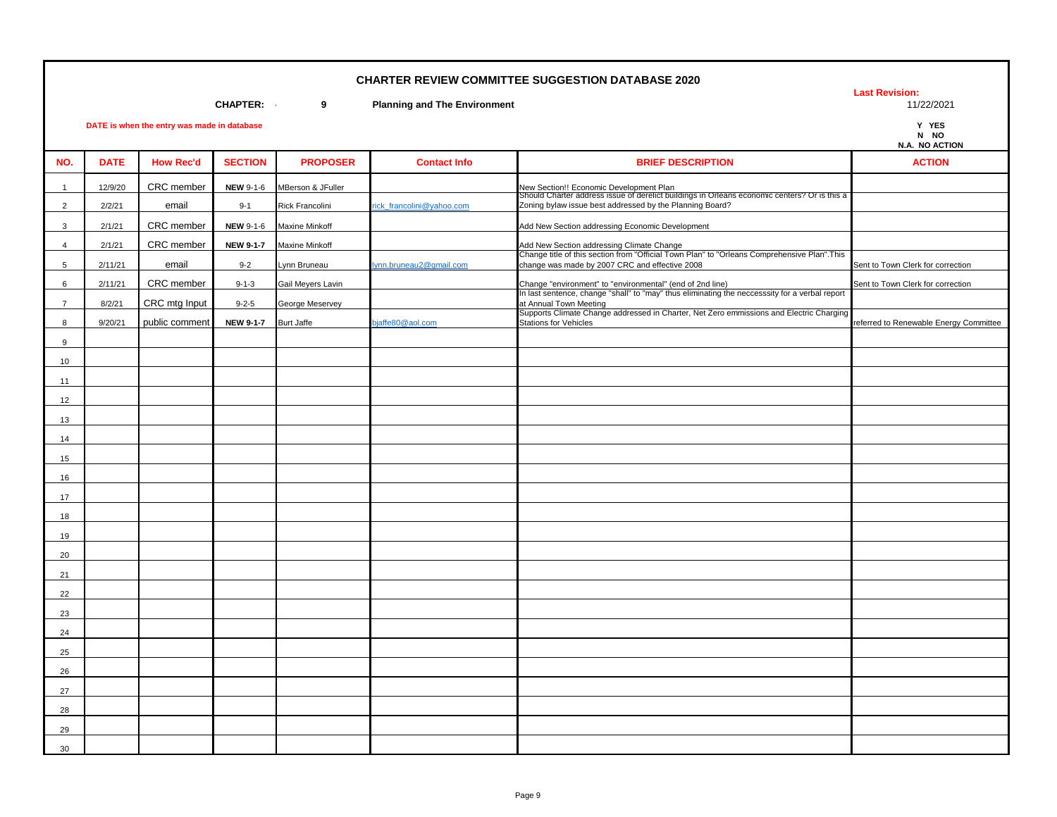# CHARTER REVIEW COMMITTEE SUGGESTION DATABASE 2020

**CHAPTER: 9 Planning and The Environment**

**Last Revision:** 11/22/2021

**DATE is when the entry was made in database**

**Y YES**
**N NO**
**N.A. NO ACTION**

| NO. | DATE | How Rec'd | SECTION | PROPOSER | Contact Info | BRIEF DESCRIPTION | ACTION |
|---|---|---|---|---|---|---|---|
| 1 | 12/9/20 | CRC member | **NEW** 9-1-6 | MBerson & JFuller | | New Section!! Economic Development Plan | |
| 2 | 2/2/21 | email | 9-1 | Rick Francolini | rick_francolini@yahoo.com | Should Charter address issue of derelict buildings in Orleans economic centers? Or is this a Zoning bylaw issue best addressed by the Planning Board? | |
| 3 | 2/1/21 | CRC member | **NEW** 9-1-6 | Maxine Minkoff | | Add New Section addressing Economic Development | |
| 4 | 2/1/21 | CRC member | **NEW 9-1-7** | Maxine Minkoff | | Add New Section addressing Climate Change | |
| 5 | 2/11/21 | email | 9-2 | Lynn Bruneau | lynn.bruneau2@gmail.com | Change title of this section from "Official Town Plan" to "Orleans Comprehensive Plan".This change was made by 2007 CRC and effective 2008 | Sent to Town Clerk for correction |
| 6 | 2/11/21 | CRC member | 9-1-3 | Gail Meyers Lavin | | Change "environment" to "environmental" (end of 2nd line) | Sent to Town Clerk for correction |
| 7 | 8/2/21 | CRC mtg Input | 9-2-5 | George Meservey | | In last sentence, change "shall" to "may" thus eliminating the neccesssity for a verbal report at Annual Town Meeting | |
| 8 | 9/20/21 | public comment | **NEW 9-1-7** | Burt Jaffe | bjaffe80@aol.com | Supports Climate Change addressed in Charter, Net Zero emmissions and Electric Charging Stations for Vehicles | referred to Renewable Energy Committee |
| 9 | | | | | | | |
| 10 | | | | | | | |
| 11 | | | | | | | |
| 12 | | | | | | | |
| 13 | | | | | | | |
| 14 | | | | | | | |
| 15 | | | | | | | |
| 16 | | | | | | | |
| 17 | | | | | | | |
| 18 | | | | | | | |
| 19 | | | | | | | |
| 20 | | | | | | | |
| 21 | | | | | | | |
| 22 | | | | | | | |
| 23 | | | | | | | |
| 24 | | | | | | | |
| 25 | | | | | | | |
| 26 | | | | | | | |
| 27 | | | | | | | |
| 28 | | | | | | | |
| 29 | | | | | | | |
| 30 | | | | | | | |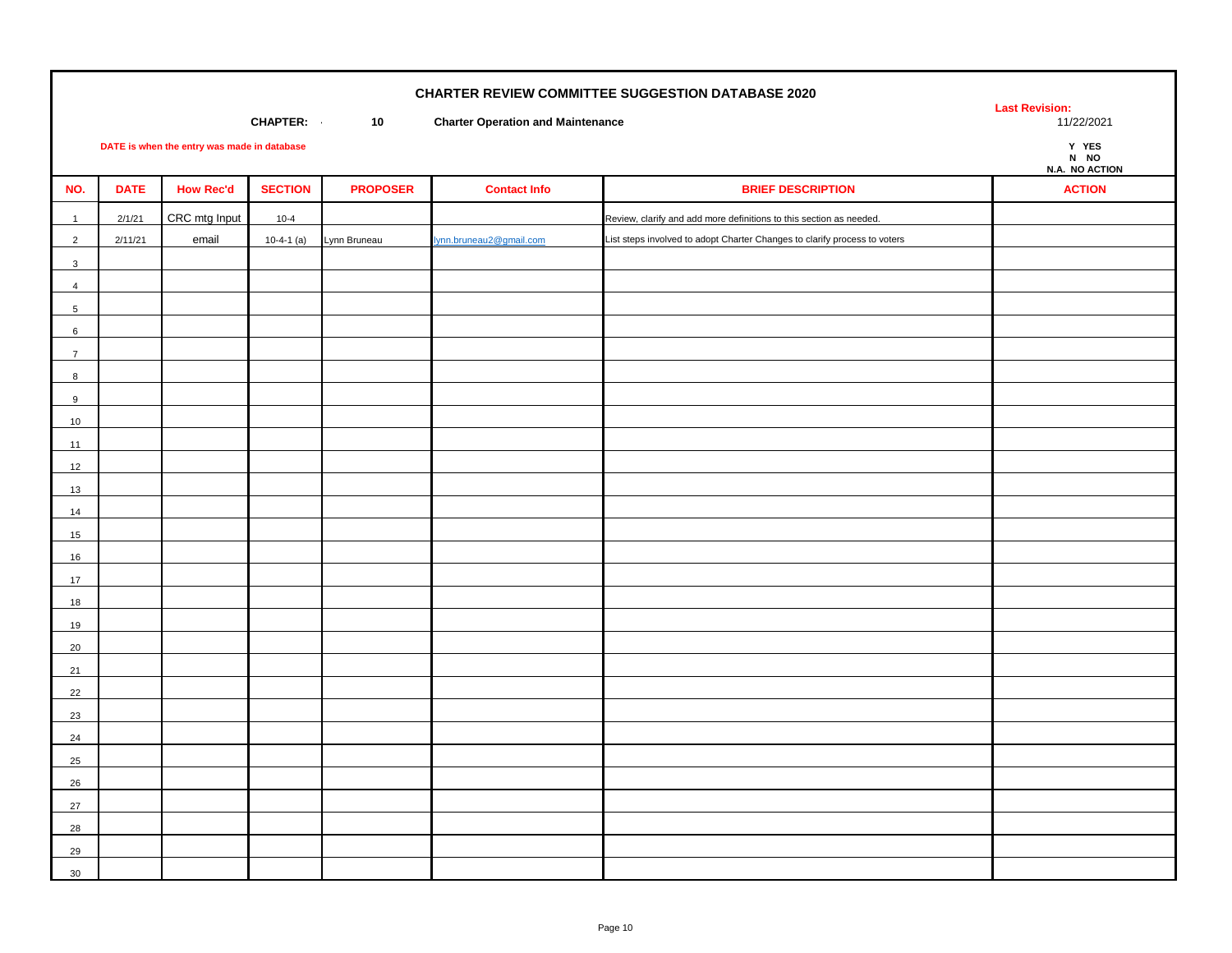# CHARTER REVIEW COMMITTEE SUGGESTION DATABASE 2020

**CHAPTER: 10 Charter Operation and Maintenance**

**Last Revision:** 11/22/2021

**DATE is when the entry was made in database**

**Y YES**
**N NO**
**N.A. NO ACTION**

| NO. | DATE | How Rec'd | SECTION | PROPOSER | Contact Info | BRIEF DESCRIPTION | ACTION |
|---|---|---|---|---|---|---|---|
| 1 | 2/1/21 | CRC mtg Input | 10-4 | | | Review, clarify and add more definitions to this section as needed. | |
| 2 | 2/11/21 | email | 10-4-1 (a) | Lynn Bruneau | lynn.bruneau2@gmail.com | List steps involved to adopt Charter Changes to clarify process to voters | |
| 3 | | | | | | | |
| 4 | | | | | | | |
| 5 | | | | | | | |
| 6 | | | | | | | |
| 7 | | | | | | | |
| 8 | | | | | | | |
| 9 | | | | | | | |
| 10 | | | | | | | |
| 11 | | | | | | | |
| 12 | | | | | | | |
| 13 | | | | | | | |
| 14 | | | | | | | |
| 15 | | | | | | | |
| 16 | | | | | | | |
| 17 | | | | | | | |
| 18 | | | | | | | |
| 19 | | | | | | | |
| 20 | | | | | | | |
| 21 | | | | | | | |
| 22 | | | | | | | |
| 23 | | | | | | | |
| 24 | | | | | | | |
| 25 | | | | | | | |
| 26 | | | | | | | |
| 27 | | | | | | | |
| 28 | | | | | | | |
| 29 | | | | | | | |
| 30 | | | | | | | |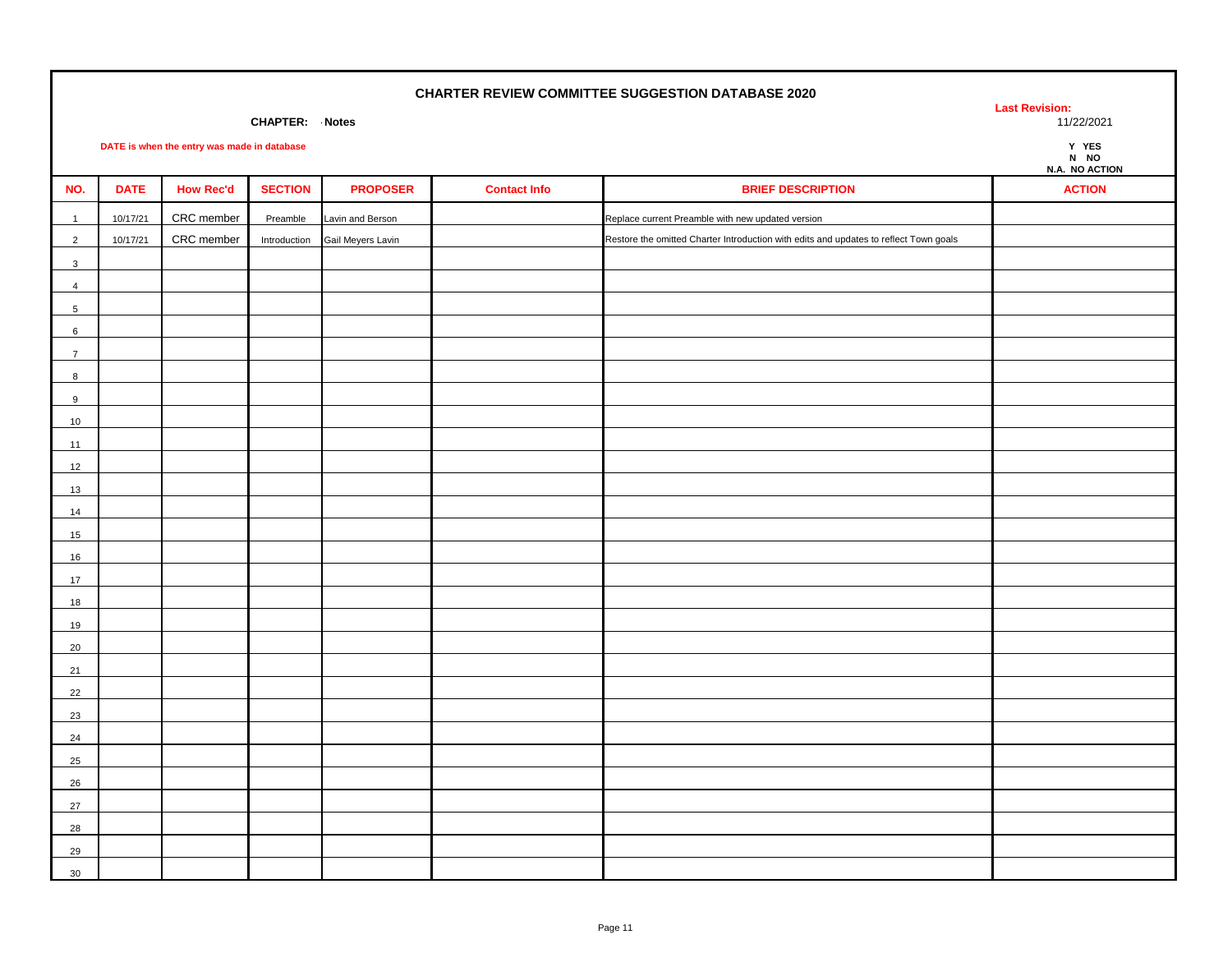# CHARTER REVIEW COMMITTEE SUGGESTION DATABASE 2020

**CHAPTER: Notes**

**Last Revision:** 11/22/2021

**DATE is when the entry was made in database**

**Y YES**
**N NO**
**N.A. NO ACTION**

| NO. | DATE | How Rec'd | SECTION | PROPOSER | Contact Info | BRIEF DESCRIPTION | ACTION |
|---|---|---|---|---|---|---|---|
| 1 | 10/17/21 | CRC member | Preamble | Lavin and Berson | | Replace current Preamble with new updated version | |
| 2 | 10/17/21 | CRC member | Introduction | Gail Meyers Lavin | | Restore the omitted Charter Introduction with edits and updates to reflect Town goals | |
| 3 | | | | | | | |
| 4 | | | | | | | |
| 5 | | | | | | | |
| 6 | | | | | | | |
| 7 | | | | | | | |
| 8 | | | | | | | |
| 9 | | | | | | | |
| 10 | | | | | | | |
| 11 | | | | | | | |
| 12 | | | | | | | |
| 13 | | | | | | | |
| 14 | | | | | | | |
| 15 | | | | | | | |
| 16 | | | | | | | |
| 17 | | | | | | | |
| 18 | | | | | | | |
| 19 | | | | | | | |
| 20 | | | | | | | |
| 21 | | | | | | | |
| 22 | | | | | | | |
| 23 | | | | | | | |
| 24 | | | | | | | |
| 25 | | | | | | | |
| 26 | | | | | | | |
| 27 | | | | | | | |
| 28 | | | | | | | |
| 29 | | | | | | | |
| 30 | | | | | | | |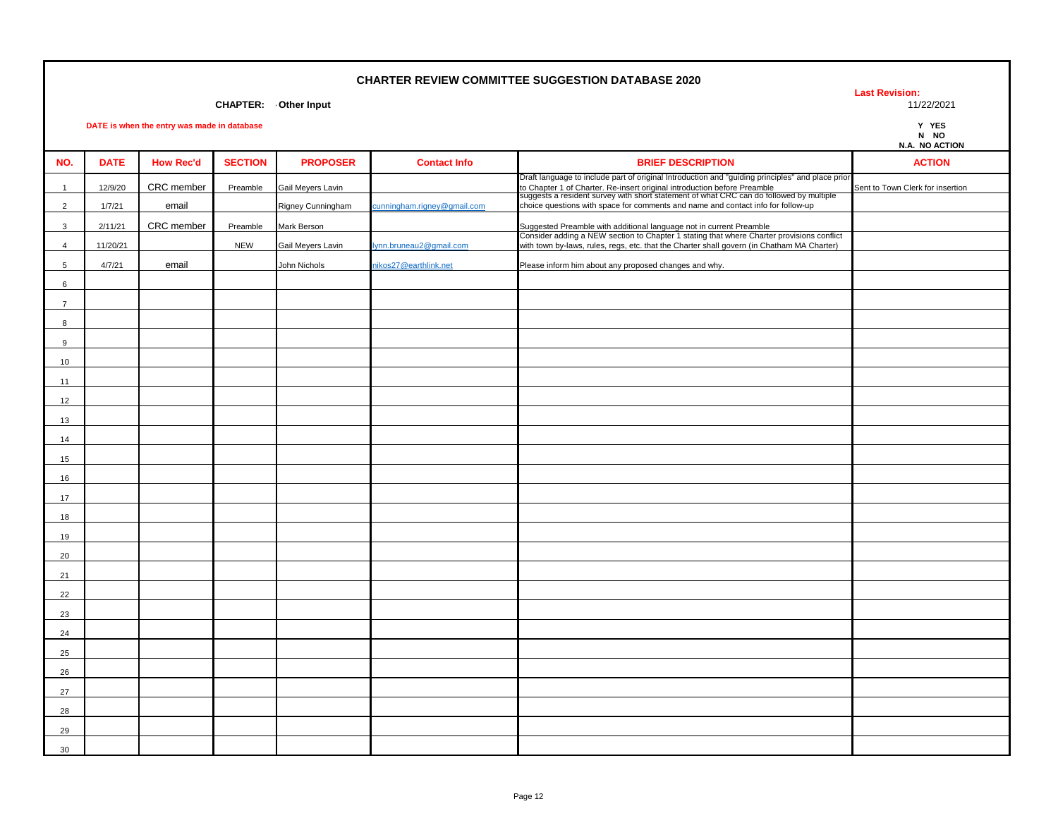# CHARTER REVIEW COMMITTEE SUGGESTION DATABASE 2020

**CHAPTER: Other Input**

**Last Revision:** 11/22/2021

**DATE is when the entry was made in database**

**Y YES**
**N NO**
**N.A. NO ACTION**

| NO. | DATE | How Rec'd | SECTION | PROPOSER | Contact Info | BRIEF DESCRIPTION | ACTION |
|---|---|---|---|---|---|---|---|
| 1 | 12/9/20 | CRC member | Preamble | Gail Meyers Lavin | | Draft language to include part of original Introduction and "guiding principles" and place prior to Chapter 1 of Charter. Re-insert original introduction before Preamble | Sent to Town Clerk for insertion |
| 2 | 1/7/21 | email | | Rigney Cunningham | cunningham.rigney@gmail.com | suggests a resident survey with short statement of what CRC can do followed by multiple choice questions with space for comments and name and contact info for follow-up | |
| 3 | 2/11/21 | CRC member | Preamble | Mark Berson | | Suggested Preamble with additional language not in current Preamble | |
| 4 | 11/20/21 | | NEW | Gail Meyers Lavin | lynn.bruneau2@gmail.com | Consider adding a NEW section to Chapter 1 stating that where Charter provisions conflict with town by-laws, rules, regs, etc. that the Charter shall govern (in Chatham MA Charter) | |
| 5 | 4/7/21 | email | | John Nichols | nikos27@earthlink.net | Please inform him about any proposed changes and why. | |
| 6 | | | | | | | |
| 7 | | | | | | | |
| 8 | | | | | | | |
| 9 | | | | | | | |
| 10 | | | | | | | |
| 11 | | | | | | | |
| 12 | | | | | | | |
| 13 | | | | | | | |
| 14 | | | | | | | |
| 15 | | | | | | | |
| 16 | | | | | | | |
| 17 | | | | | | | |
| 18 | | | | | | | |
| 19 | | | | | | | |
| 20 | | | | | | | |
| 21 | | | | | | | |
| 22 | | | | | | | |
| 23 | | | | | | | |
| 24 | | | | | | | |
| 25 | | | | | | | |
| 26 | | | | | | | |
| 27 | | | | | | | |
| 28 | | | | | | | |
| 29 | | | | | | | |
| 30 | | | | | | | |